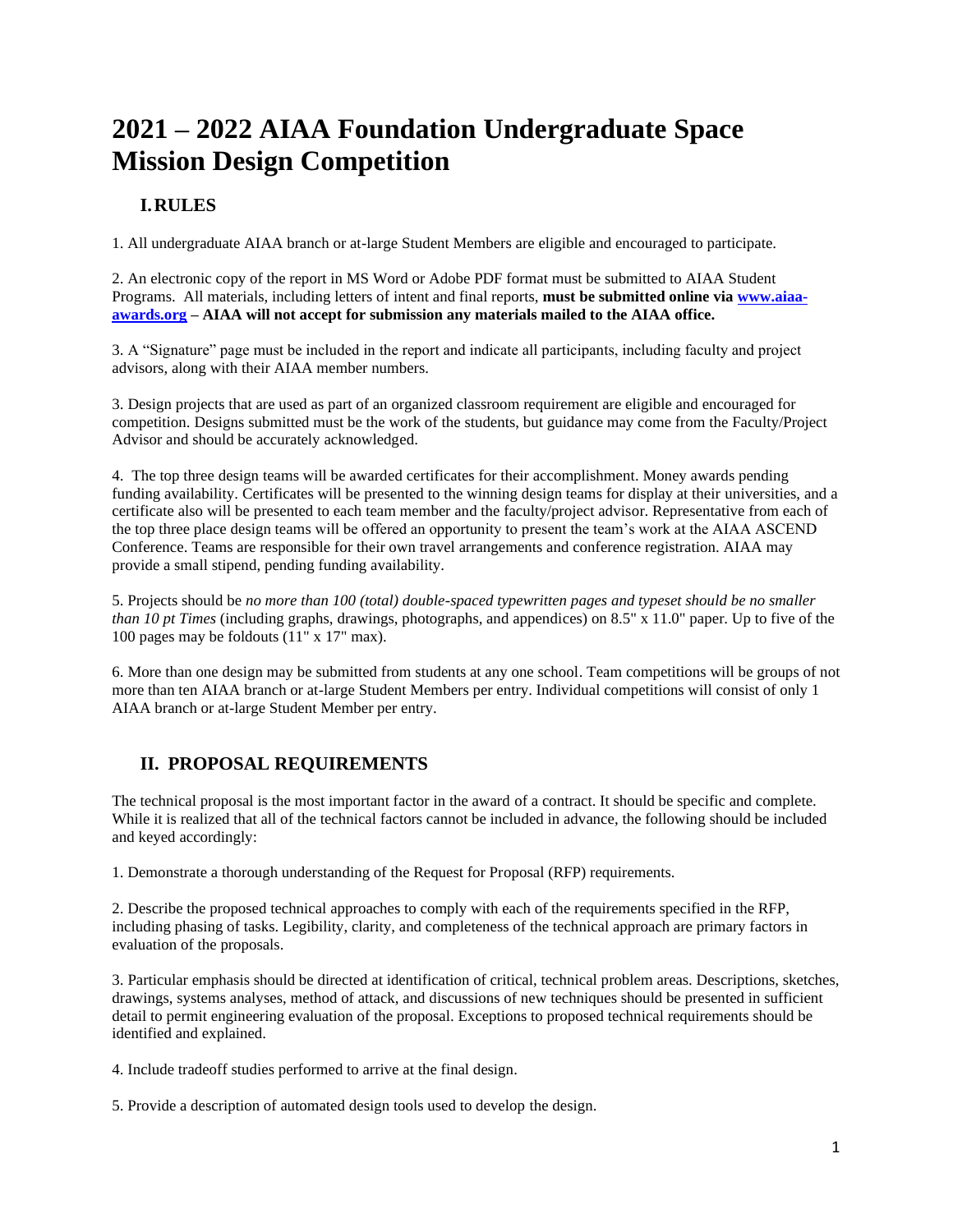# 2021 – 2022 AIAA Foundation Undergraduate Space Mission Design Competition

## I. RULES

1. All undergraduate AIAA branch or at-large Student Members are eligible and encouraged to participate.

2. An electronic copy of the report in MS Word or Adobe PDF format must be submitted to AIAA Student Programs. All materials, including letters of intent and final reports, **must be submitted online via [www.aiaa-awards.org](www.aiaa-awards.org) – AIAA will not accept for submission any materials mailed to the AIAA office.**

3. A "Signature" page must be included in the report and indicate all participants, including faculty and project advisors, along with their AIAA member numbers.

3. Design projects that are used as part of an organized classroom requirement are eligible and encouraged for competition. Designs submitted must be the work of the students, but guidance may come from the Faculty/Project Advisor and should be accurately acknowledged.

4. The top three design teams will be awarded certificates for their accomplishment. Money awards pending funding availability. Certificates will be presented to the winning design teams for display at their universities, and a certificate also will be presented to each team member and the faculty/project advisor. Representative from each of the top three place design teams will be offered an opportunity to present the team's work at the AIAA ASCEND Conference. Teams are responsible for their own travel arrangements and conference registration. AIAA may provide a small stipend, pending funding availability.

5. Projects should be *no more than 100 (total) double-spaced typewritten pages and typeset should be no smaller than 10 pt Times* (including graphs, drawings, photographs, and appendices) on 8.5" x 11.0" paper. Up to five of the 100 pages may be foldouts (11" x 17" max).

6. More than one design may be submitted from students at any one school. Team competitions will be groups of not more than ten AIAA branch or at-large Student Members per entry. Individual competitions will consist of only 1 AIAA branch or at-large Student Member per entry.

## II. PROPOSAL REQUIREMENTS

The technical proposal is the most important factor in the award of a contract. It should be specific and complete. While it is realized that all of the technical factors cannot be included in advance, the following should be included and keyed accordingly:

1. Demonstrate a thorough understanding of the Request for Proposal (RFP) requirements.

2. Describe the proposed technical approaches to comply with each of the requirements specified in the RFP, including phasing of tasks. Legibility, clarity, and completeness of the technical approach are primary factors in evaluation of the proposals.

3. Particular emphasis should be directed at identification of critical, technical problem areas. Descriptions, sketches, drawings, systems analyses, method of attack, and discussions of new techniques should be presented in sufficient detail to permit engineering evaluation of the proposal. Exceptions to proposed technical requirements should be identified and explained.

4. Include tradeoff studies performed to arrive at the final design.

5. Provide a description of automated design tools used to develop the design.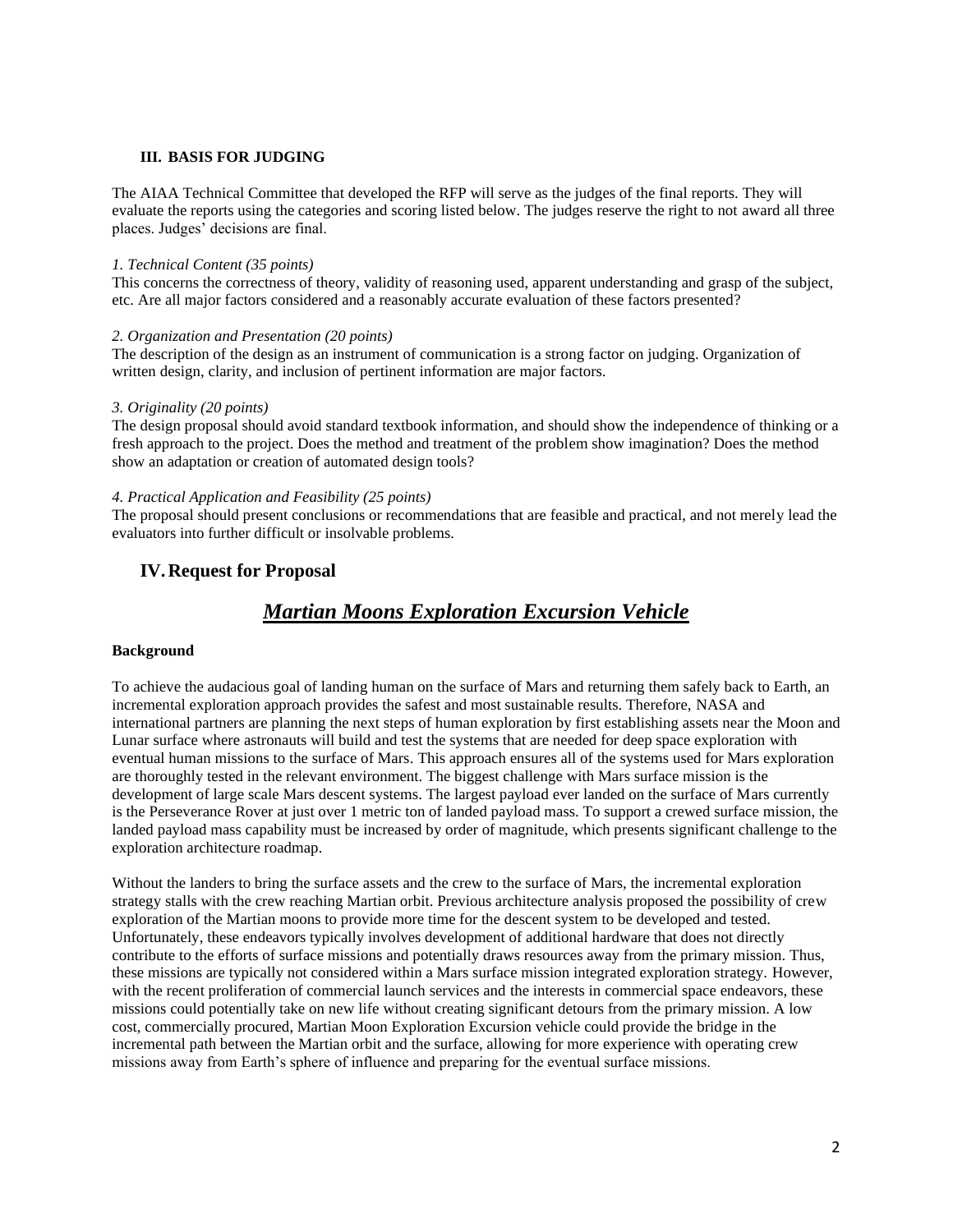### III. BASIS FOR JUDGING

The AIAA Technical Committee that developed the RFP will serve as the judges of the final reports. They will evaluate the reports using the categories and scoring listed below. The judges reserve the right to not award all three places. Judges' decisions are final.

*1. Technical Content (35 points)*

This concerns the correctness of theory, validity of reasoning used, apparent understanding and grasp of the subject, etc. Are all major factors considered and a reasonably accurate evaluation of these factors presented?

*2. Organization and Presentation (20 points)*

The description of the design as an instrument of communication is a strong factor on judging. Organization of written design, clarity, and inclusion of pertinent information are major factors.

*3. Originality (20 points)*

The design proposal should avoid standard textbook information, and should show the independence of thinking or a fresh approach to the project. Does the method and treatment of the problem show imagination? Does the method show an adaptation or creation of automated design tools?

*4. Practical Application and Feasibility (25 points)*

The proposal should present conclusions or recommendations that are feasible and practical, and not merely lead the evaluators into further difficult or insolvable problems.

## IV. Request for Proposal

# *Martian Moons Exploration Excursion Vehicle*

**Background**

To achieve the audacious goal of landing human on the surface of Mars and returning them safely back to Earth, an incremental exploration approach provides the safest and most sustainable results. Therefore, NASA and international partners are planning the next steps of human exploration by first establishing assets near the Moon and Lunar surface where astronauts will build and test the systems that are needed for deep space exploration with eventual human missions to the surface of Mars. This approach ensures all of the systems used for Mars exploration are thoroughly tested in the relevant environment. The biggest challenge with Mars surface mission is the development of large scale Mars descent systems. The largest payload ever landed on the surface of Mars currently is the Perseverance Rover at just over 1 metric ton of landed payload mass. To support a crewed surface mission, the landed payload mass capability must be increased by order of magnitude, which presents significant challenge to the exploration architecture roadmap.

Without the landers to bring the surface assets and the crew to the surface of Mars, the incremental exploration strategy stalls with the crew reaching Martian orbit. Previous architecture analysis proposed the possibility of crew exploration of the Martian moons to provide more time for the descent system to be developed and tested. Unfortunately, these endeavors typically involves development of additional hardware that does not directly contribute to the efforts of surface missions and potentially draws resources away from the primary mission. Thus, these missions are typically not considered within a Mars surface mission integrated exploration strategy. However, with the recent proliferation of commercial launch services and the interests in commercial space endeavors, these missions could potentially take on new life without creating significant detours from the primary mission. A low cost, commercially procured, Martian Moon Exploration Excursion vehicle could provide the bridge in the incremental path between the Martian orbit and the surface, allowing for more experience with operating crew missions away from Earth's sphere of influence and preparing for the eventual surface missions.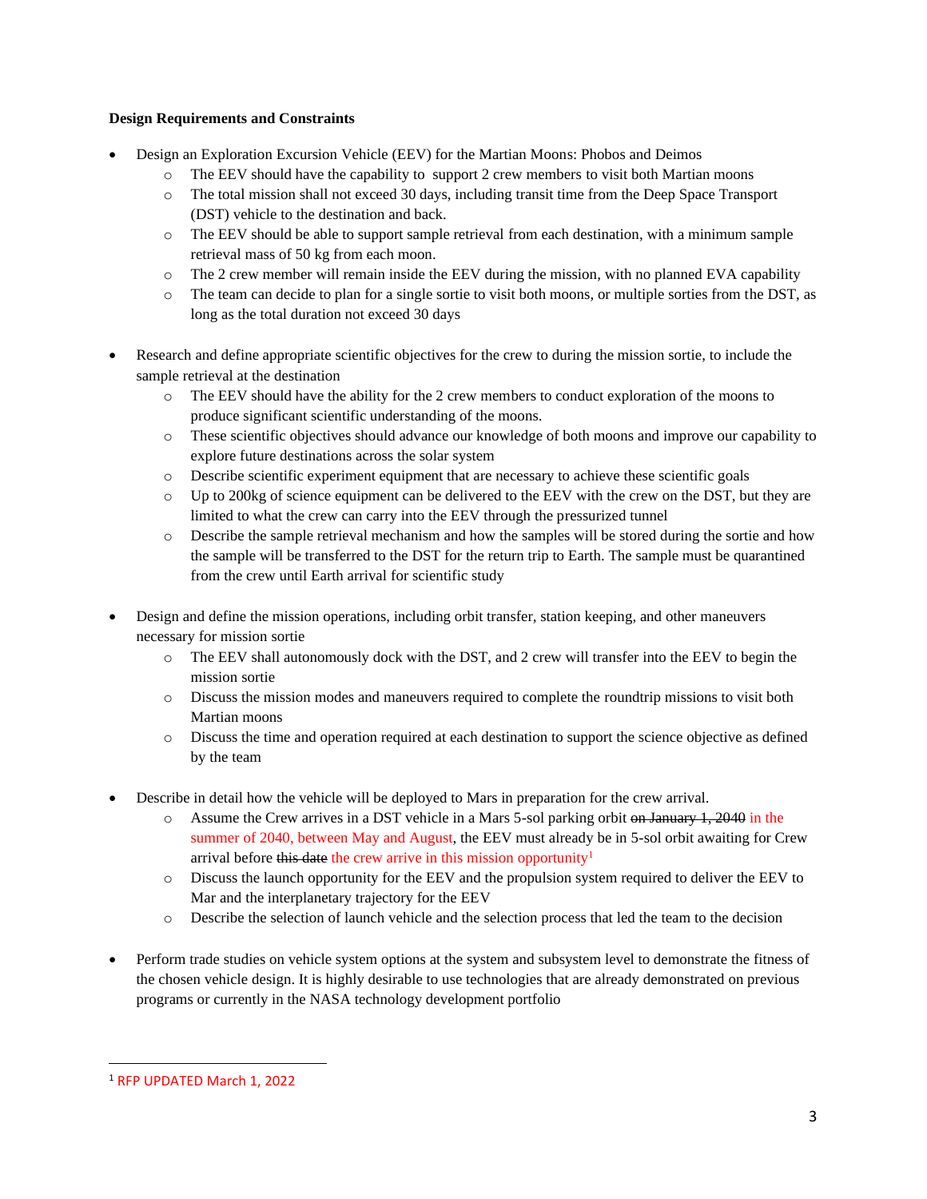**Design Requirements and Constraints**

- Design an Exploration Excursion Vehicle (EEV) for the Martian Moons: Phobos and Deimos
  - The EEV should have the capability to support 2 crew members to visit both Martian moons
  - The total mission shall not exceed 30 days, including transit time from the Deep Space Transport (DST) vehicle to the destination and back.
  - The EEV should be able to support sample retrieval from each destination, with a minimum sample retrieval mass of 50 kg from each moon.
  - The 2 crew member will remain inside the EEV during the mission, with no planned EVA capability
  - The team can decide to plan for a single sortie to visit both moons, or multiple sorties from the DST, as long as the total duration not exceed 30 days

- Research and define appropriate scientific objectives for the crew to during the mission sortie, to include the sample retrieval at the destination
  - The EEV should have the ability for the 2 crew members to conduct exploration of the moons to produce significant scientific understanding of the moons.
  - These scientific objectives should advance our knowledge of both moons and improve our capability to explore future destinations across the solar system
  - Describe scientific experiment equipment that are necessary to achieve these scientific goals
  - Up to 200kg of science equipment can be delivered to the EEV with the crew on the DST, but they are limited to what the crew can carry into the EEV through the pressurized tunnel
  - Describe the sample retrieval mechanism and how the samples will be stored during the sortie and how the sample will be transferred to the DST for the return trip to Earth. The sample must be quarantined from the crew until Earth arrival for scientific study

- Design and define the mission operations, including orbit transfer, station keeping, and other maneuvers necessary for mission sortie
  - The EEV shall autonomously dock with the DST, and 2 crew will transfer into the EEV to begin the mission sortie
  - Discuss the mission modes and maneuvers required to complete the roundtrip missions to visit both Martian moons
  - Discuss the time and operation required at each destination to support the science objective as defined by the team

- Describe in detail how the vehicle will be deployed to Mars in preparation for the crew arrival.
  - Assume the Crew arrives in a DST vehicle in a Mars 5-sol parking orbit ~~on January 1, 2040~~ in the summer of 2040, between May and August, the EEV must already be in 5-sol orbit awaiting for Crew arrival before ~~this date~~ the crew arrive in this mission opportunity[1]
  - Discuss the launch opportunity for the EEV and the propulsion system required to deliver the EEV to Mar and the interplanetary trajectory for the EEV
  - Describe the selection of launch vehicle and the selection process that led the team to the decision

- Perform trade studies on vehicle system options at the system and subsystem level to demonstrate the fitness of the chosen vehicle design. It is highly desirable to use technologies that are already demonstrated on previous programs or currently in the NASA technology development portfolio

---

[1] RFP UPDATED March 1, 2022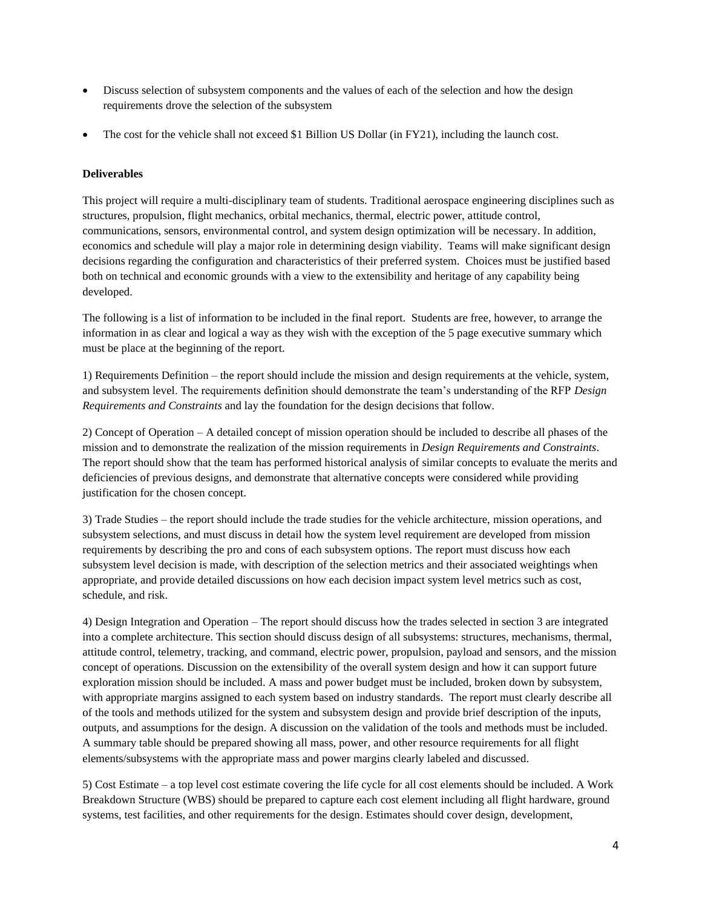- Discuss selection of subsystem components and the values of each of the selection and how the design requirements drove the selection of the subsystem
- The cost for the vehicle shall not exceed $1 Billion US Dollar (in FY21), including the launch cost.

**Deliverables**

This project will require a multi-disciplinary team of students. Traditional aerospace engineering disciplines such as structures, propulsion, flight mechanics, orbital mechanics, thermal, electric power, attitude control, communications, sensors, environmental control, and system design optimization will be necessary. In addition, economics and schedule will play a major role in determining design viability. Teams will make significant design decisions regarding the configuration and characteristics of their preferred system. Choices must be justified based both on technical and economic grounds with a view to the extensibility and heritage of any capability being developed.

The following is a list of information to be included in the final report. Students are free, however, to arrange the information in as clear and logical a way as they wish with the exception of the 5 page executive summary which must be place at the beginning of the report.

1) Requirements Definition – the report should include the mission and design requirements at the vehicle, system, and subsystem level. The requirements definition should demonstrate the team's understanding of the RFP *Design Requirements and Constraints* and lay the foundation for the design decisions that follow.

2) Concept of Operation – A detailed concept of mission operation should be included to describe all phases of the mission and to demonstrate the realization of the mission requirements in *Design Requirements and Constraints*. The report should show that the team has performed historical analysis of similar concepts to evaluate the merits and deficiencies of previous designs, and demonstrate that alternative concepts were considered while providing justification for the chosen concept.

3) Trade Studies – the report should include the trade studies for the vehicle architecture, mission operations, and subsystem selections, and must discuss in detail how the system level requirement are developed from mission requirements by describing the pro and cons of each subsystem options. The report must discuss how each subsystem level decision is made, with description of the selection metrics and their associated weightings when appropriate, and provide detailed discussions on how each decision impact system level metrics such as cost, schedule, and risk.

4) Design Integration and Operation – The report should discuss how the trades selected in section 3 are integrated into a complete architecture. This section should discuss design of all subsystems: structures, mechanisms, thermal, attitude control, telemetry, tracking, and command, electric power, propulsion, payload and sensors, and the mission concept of operations. Discussion on the extensibility of the overall system design and how it can support future exploration mission should be included. A mass and power budget must be included, broken down by subsystem, with appropriate margins assigned to each system based on industry standards. The report must clearly describe all of the tools and methods utilized for the system and subsystem design and provide brief description of the inputs, outputs, and assumptions for the design. A discussion on the validation of the tools and methods must be included. A summary table should be prepared showing all mass, power, and other resource requirements for all flight elements/subsystems with the appropriate mass and power margins clearly labeled and discussed.

5) Cost Estimate – a top level cost estimate covering the life cycle for all cost elements should be included. A Work Breakdown Structure (WBS) should be prepared to capture each cost element including all flight hardware, ground systems, test facilities, and other requirements for the design. Estimates should cover design, development,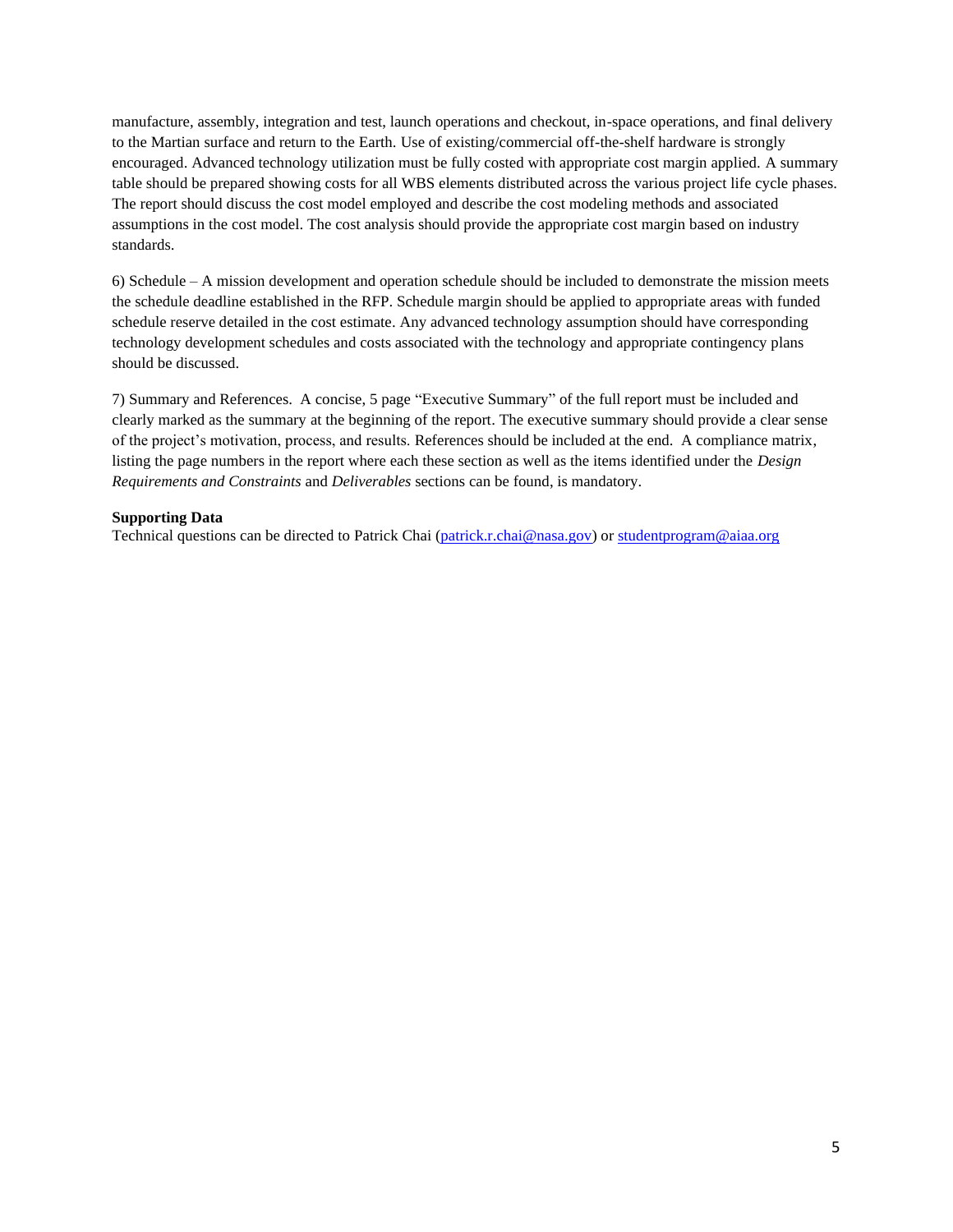manufacture, assembly, integration and test, launch operations and checkout, in-space operations, and final delivery to the Martian surface and return to the Earth. Use of existing/commercial off-the-shelf hardware is strongly encouraged. Advanced technology utilization must be fully costed with appropriate cost margin applied. A summary table should be prepared showing costs for all WBS elements distributed across the various project life cycle phases. The report should discuss the cost model employed and describe the cost modeling methods and associated assumptions in the cost model. The cost analysis should provide the appropriate cost margin based on industry standards.

6) Schedule – A mission development and operation schedule should be included to demonstrate the mission meets the schedule deadline established in the RFP. Schedule margin should be applied to appropriate areas with funded schedule reserve detailed in the cost estimate. Any advanced technology assumption should have corresponding technology development schedules and costs associated with the technology and appropriate contingency plans should be discussed.

7) Summary and References. A concise, 5 page "Executive Summary" of the full report must be included and clearly marked as the summary at the beginning of the report. The executive summary should provide a clear sense of the project's motivation, process, and results. References should be included at the end. A compliance matrix, listing the page numbers in the report where each these section as well as the items identified under the *Design Requirements and Constraints* and *Deliverables* sections can be found, is mandatory.

**Supporting Data**

Technical questions can be directed to Patrick Chai (patrick.r.chai@nasa.gov) or studentprogram@aiaa.org